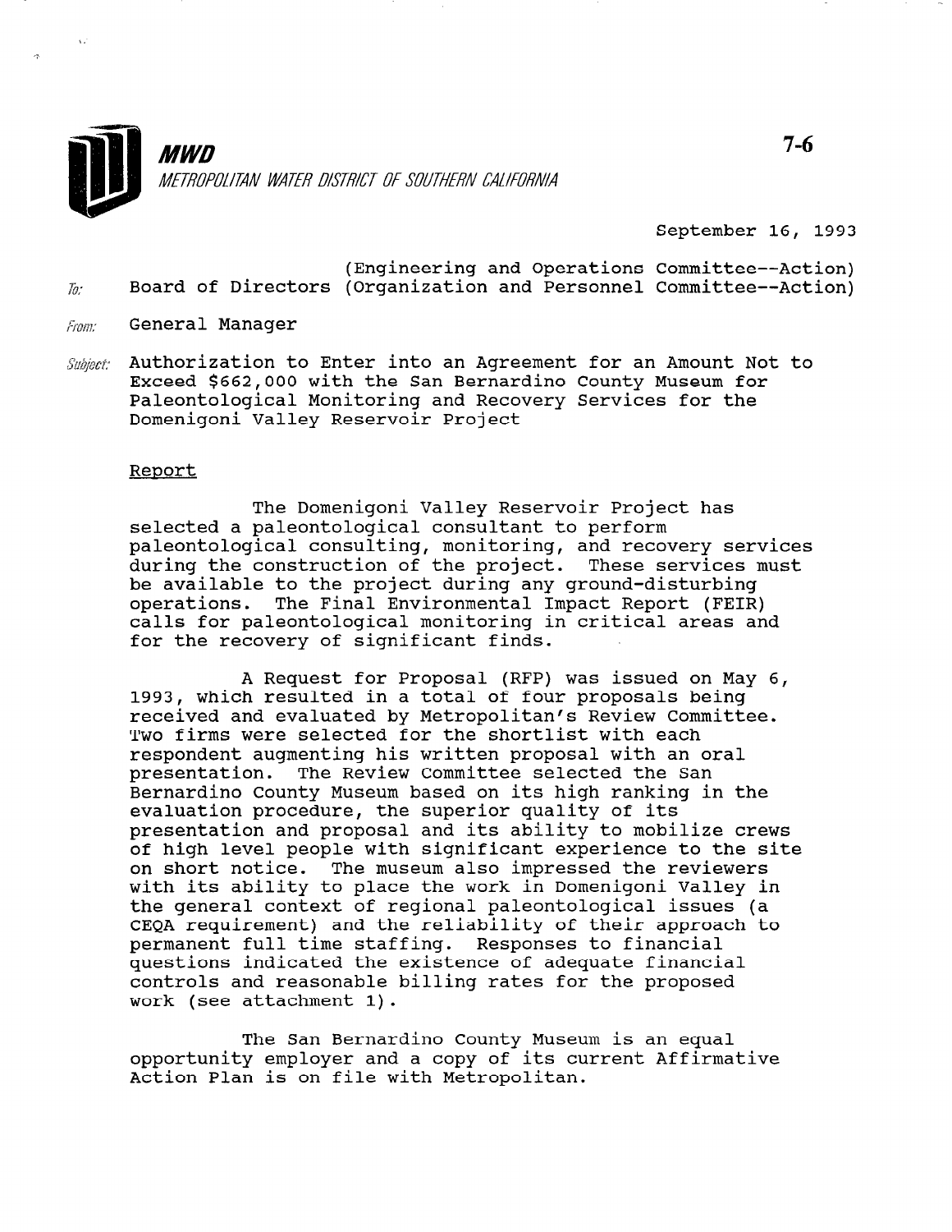**MWD**

*METROPOLITAN WATER DISTRICT OF SOUTHERN CALIFORNIA*

7-6

September 16, 1993

To: Board of Directors (Engineering and Operations Committee--Action)
(Organization and Personnel Committee--Action)

From: General Manager

Subject: Authorization to Enter into an Agreement for an Amount Not to Exceed $662,000 with the San Bernardino County Museum for Paleontological Monitoring and Recovery Services for the Domenigoni Valley Reservoir Project

## Report

The Domenigoni Valley Reservoir Project has selected a paleontological consultant to perform paleontological consulting, monitoring, and recovery services during the construction of the project. These services must be available to the project during any ground-disturbing operations. The Final Environmental Impact Report (FEIR) calls for paleontological monitoring in critical areas and for the recovery of significant finds.

A Request for Proposal (RFP) was issued on May 6, 1993, which resulted in a total of four proposals being received and evaluated by Metropolitan's Review Committee. Two firms were selected for the shortlist with each respondent augmenting his written proposal with an oral presentation. The Review Committee selected the San Bernardino County Museum based on its high ranking in the evaluation procedure, the superior quality of its presentation and proposal and its ability to mobilize crews of high level people with significant experience to the site on short notice. The museum also impressed the reviewers with its ability to place the work in Domenigoni Valley in the general context of regional paleontological issues (a CEQA requirement) and the reliability of their approach to permanent full time staffing. Responses to financial questions indicated the existence of adequate financial controls and reasonable billing rates for the proposed work (see attachment 1).

The San Bernardino County Museum is an equal opportunity employer and a copy of its current Affirmative Action Plan is on file with Metropolitan.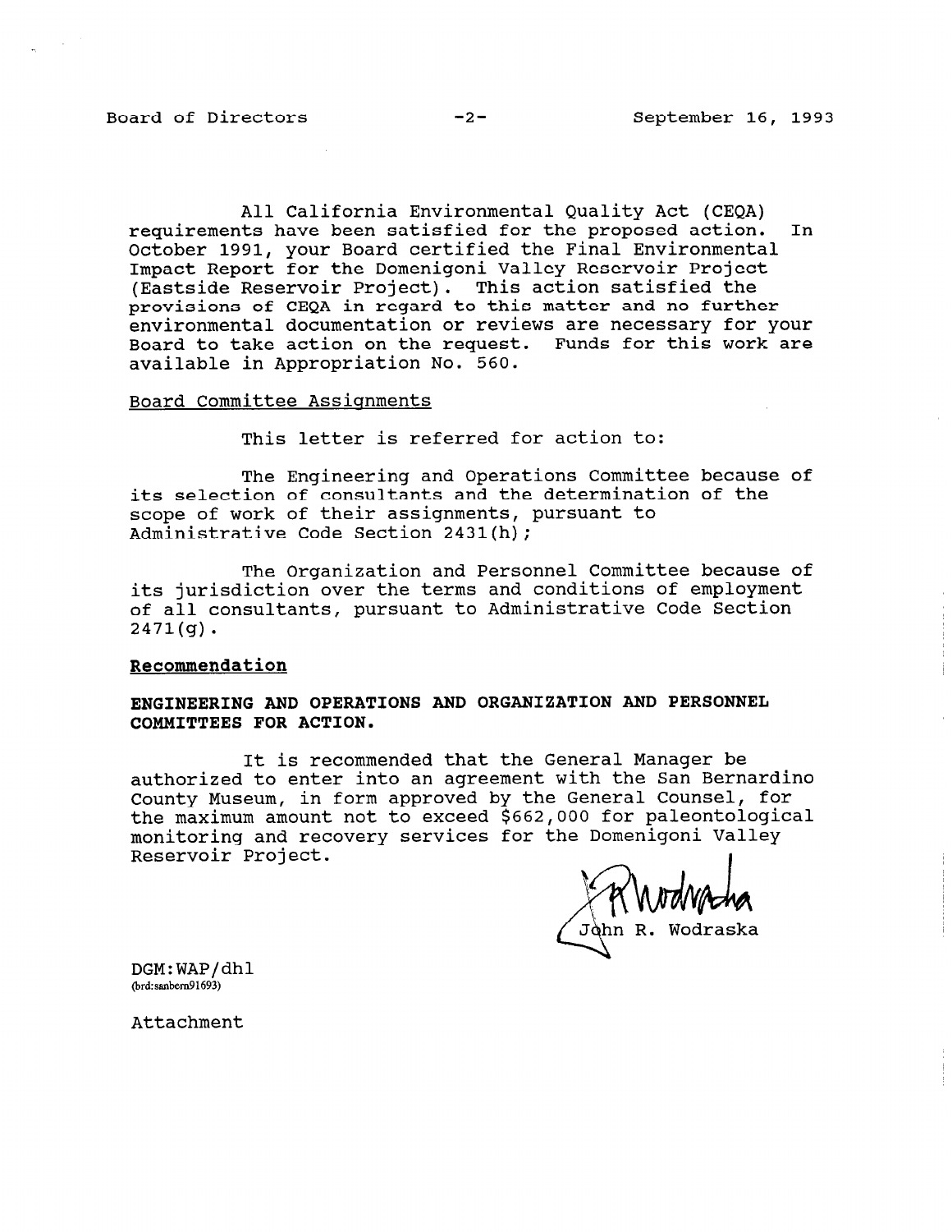All California Environmental Quality Act (CEQA) requirements have been satisfied for the proposed action. In October 1991, your Board certified the Final Environmental Impact Report for the Domenigoni Valley Reservoir Project (Eastside Reservoir Project). This action satisfied the provisions of CEQA in regard to this matter and no further environmental documentation or reviews are necessary for your Board to take action on the request. Funds for this work are available in Appropriation No. 560.

Board Committee Assignments

This letter is referred for action to:

The Engineering and Operations Committee because of its selection of consultants and the determination of the scope of work of their assignments, pursuant to Administrative Code Section 2431(h);

The Organization and Personnel Committee because of its jurisdiction over the terms and conditions of employment of all consultants, pursuant to Administrative Code Section 2471(g).

**Recommendation**

**ENGINEERING AND OPERATIONS AND ORGANIZATION AND PERSONNEL COMMITTEES FOR ACTION.**

It is recommended that the General Manager be authorized to enter into an agreement with the San Bernardino County Museum, in form approved by the General Counsel, for the maximum amount not to exceed $662,000 for paleontological monitoring and recovery services for the Domenigoni Valley Reservoir Project.

John R. Wodraska

DGM:WAP/dhl
(brd:sanbern91693)

Attachment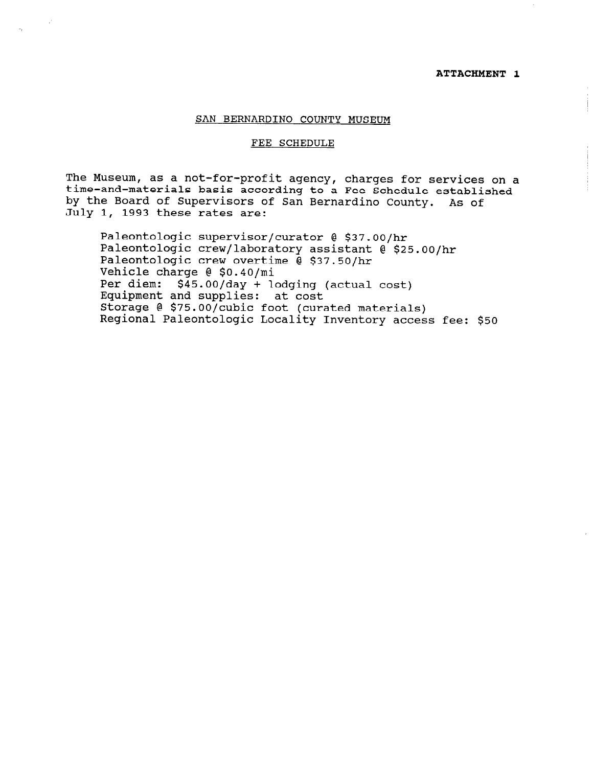**ATTACHMENT 1**

# SAN BERNARDINO COUNTY MUSEUM

## FEE SCHEDULE

The Museum, as a not-for-profit agency, charges for services on a time-and-materials basis according to a Fee Schedule established by the Board of Supervisors of San Bernardino County. As of July 1, 1993 these rates are:

- Paleontologic supervisor/curator @ $37.00/hr
- Paleontologic crew/laboratory assistant @ $25.00/hr
- Paleontologic crew overtime @ $37.50/hr
- Vehicle charge @ $0.40/mi
- Per diem: $45.00/day + lodging (actual cost)
- Equipment and supplies: at cost
- Storage @ $75.00/cubic foot (curated materials)
- Regional Paleontologic Locality Inventory access fee: $50